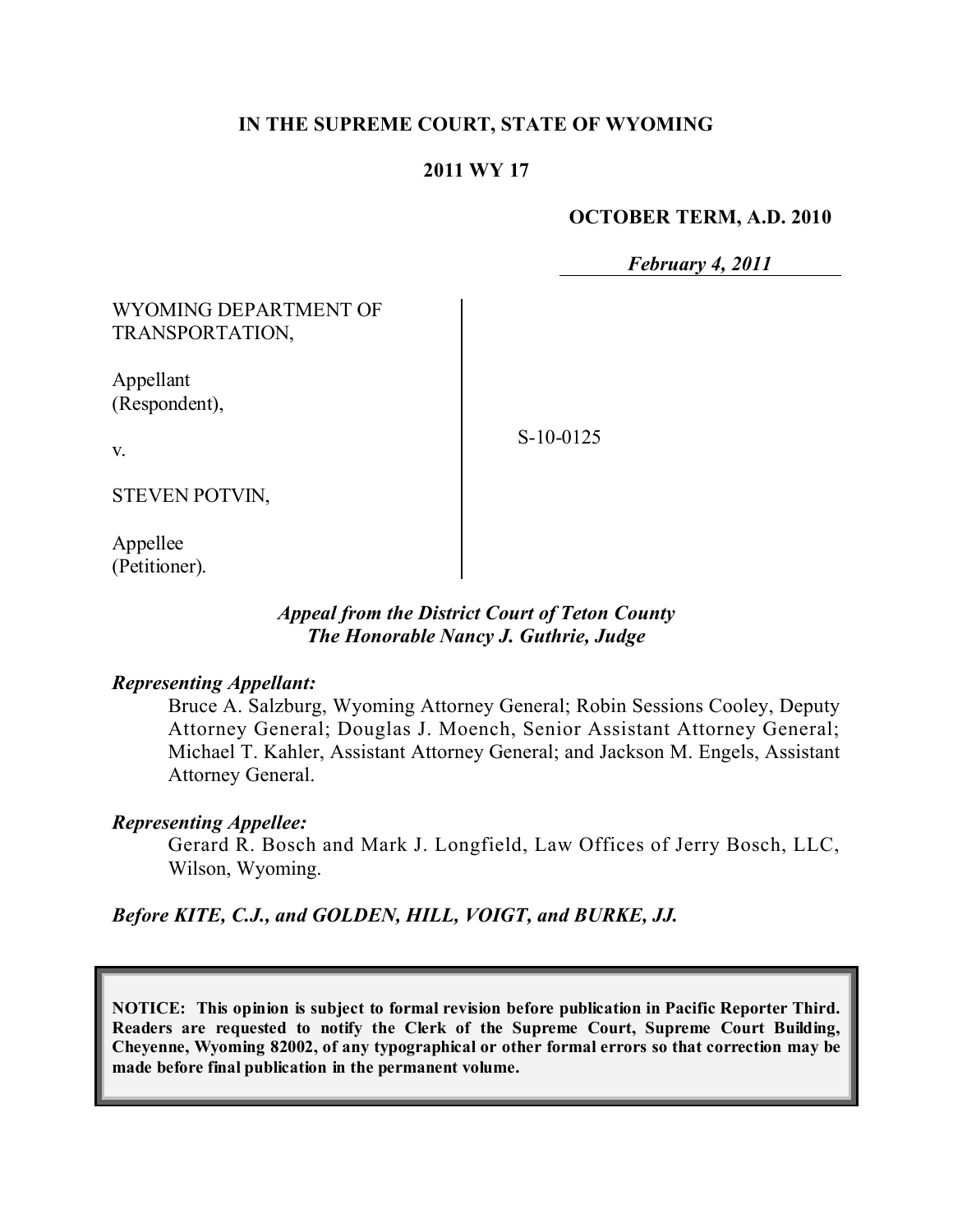**IN THE SUPREME COURT, STATE OF WYOMING**

**2011 WY 17**

**OCTOBER TERM, A.D. 2010**

*February 4, 2011*

WYOMING DEPARTMENT OF TRANSPORTATION,

Appellant (Respondent),

v.

STEVEN POTVIN,

Appellee (Petitioner).

S-10-0125

***Appeal from the District Court of Teton County***
***The Honorable Nancy J. Guthrie, Judge***

***Representing Appellant:***

Bruce A. Salzburg, Wyoming Attorney General; Robin Sessions Cooley, Deputy Attorney General; Douglas J. Moench, Senior Assistant Attorney General; Michael T. Kahler, Assistant Attorney General; and Jackson M. Engels, Assistant Attorney General.

***Representing Appellee:***

Gerard R. Bosch and Mark J. Longfield, Law Offices of Jerry Bosch, LLC, Wilson, Wyoming.

***Before KITE, C.J., and GOLDEN, HILL, VOIGT, and BURKE, JJ.***

**NOTICE: This opinion is subject to formal revision before publication in Pacific Reporter Third. Readers are requested to notify the Clerk of the Supreme Court, Supreme Court Building, Cheyenne, Wyoming 82002, of any typographical or other formal errors so that correction may be made before final publication in the permanent volume.**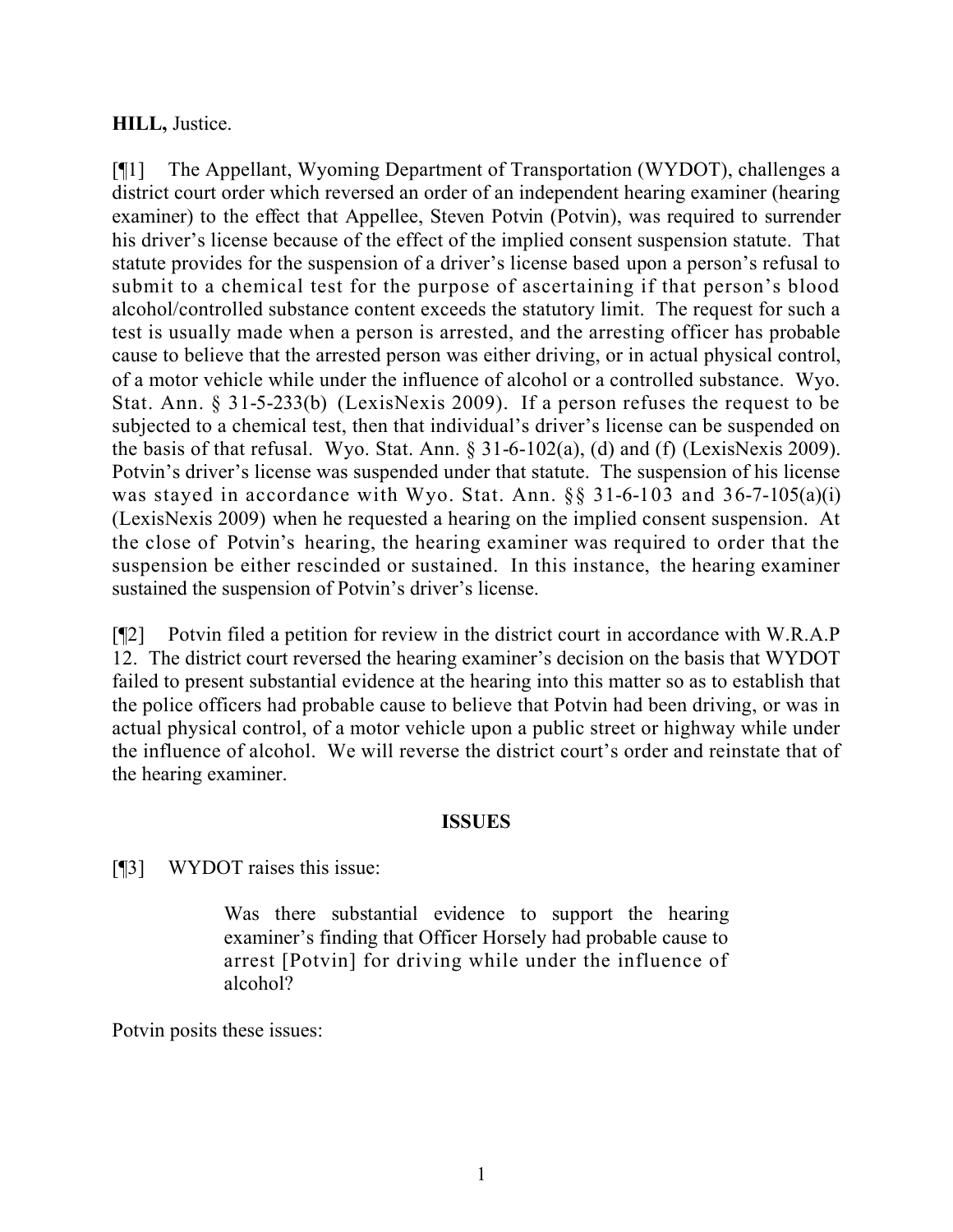**HILL,** Justice.

[¶1] The Appellant, Wyoming Department of Transportation (WYDOT), challenges a district court order which reversed an order of an independent hearing examiner (hearing examiner) to the effect that Appellee, Steven Potvin (Potvin), was required to surrender his driver's license because of the effect of the implied consent suspension statute. That statute provides for the suspension of a driver's license based upon a person's refusal to submit to a chemical test for the purpose of ascertaining if that person's blood alcohol/controlled substance content exceeds the statutory limit. The request for such a test is usually made when a person is arrested, and the arresting officer has probable cause to believe that the arrested person was either driving, or in actual physical control, of a motor vehicle while under the influence of alcohol or a controlled substance. Wyo. Stat. Ann. § 31-5-233(b) (LexisNexis 2009). If a person refuses the request to be subjected to a chemical test, then that individual's driver's license can be suspended on the basis of that refusal. Wyo. Stat. Ann. § 31-6-102(a), (d) and (f) (LexisNexis 2009). Potvin's driver's license was suspended under that statute. The suspension of his license was stayed in accordance with Wyo. Stat. Ann. §§ 31-6-103 and 36-7-105(a)(i) (LexisNexis 2009) when he requested a hearing on the implied consent suspension. At the close of Potvin's hearing, the hearing examiner was required to order that the suspension be either rescinded or sustained. In this instance, the hearing examiner sustained the suspension of Potvin's driver's license.

[¶2] Potvin filed a petition for review in the district court in accordance with W.R.A.P 12. The district court reversed the hearing examiner's decision on the basis that WYDOT failed to present substantial evidence at the hearing into this matter so as to establish that the police officers had probable cause to believe that Potvin had been driving, or was in actual physical control, of a motor vehicle upon a public street or highway while under the influence of alcohol. We will reverse the district court's order and reinstate that of the hearing examiner.

## ISSUES

[¶3] WYDOT raises this issue:

> Was there substantial evidence to support the hearing examiner's finding that Officer Horsely had probable cause to arrest [Potvin] for driving while under the influence of alcohol?

Potvin posits these issues: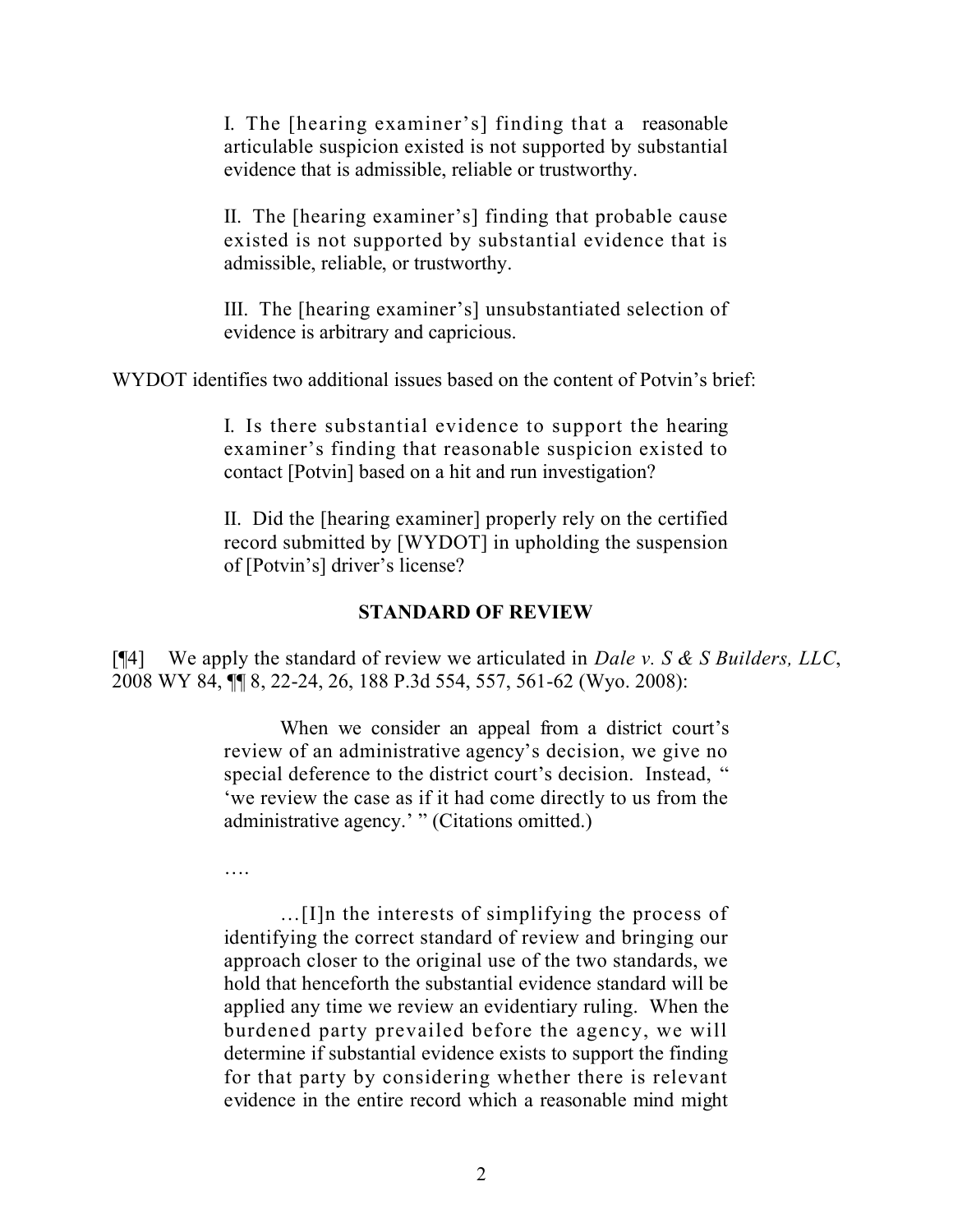> I. The [hearing examiner's] finding that a reasonable articulable suspicion existed is not supported by substantial evidence that is admissible, reliable or trustworthy.
>
> II. The [hearing examiner's] finding that probable cause existed is not supported by substantial evidence that is admissible, reliable, or trustworthy.
>
> III. The [hearing examiner's] unsubstantiated selection of evidence is arbitrary and capricious.

WYDOT identifies two additional issues based on the content of Potvin's brief:

> I. Is there substantial evidence to support the hearing examiner's finding that reasonable suspicion existed to contact [Potvin] based on a hit and run investigation?
>
> II. Did the [hearing examiner] properly rely on the certified record submitted by [WYDOT] in upholding the suspension of [Potvin's] driver's license?

## STANDARD OF REVIEW

[¶4] We apply the standard of review we articulated in *Dale v. S & S Builders, LLC*, 2008 WY 84, ¶¶ 8, 22-24, 26, 188 P.3d 554, 557, 561-62 (Wyo. 2008):

> When we consider an appeal from a district court's review of an administrative agency's decision, we give no special deference to the district court's decision. Instead, " 'we review the case as if it had come directly to us from the administrative agency.' " (Citations omitted.)
>
> ….
>
> …[I]n the interests of simplifying the process of identifying the correct standard of review and bringing our approach closer to the original use of the two standards, we hold that henceforth the substantial evidence standard will be applied any time we review an evidentiary ruling. When the burdened party prevailed before the agency, we will determine if substantial evidence exists to support the finding for that party by considering whether there is relevant evidence in the entire record which a reasonable mind might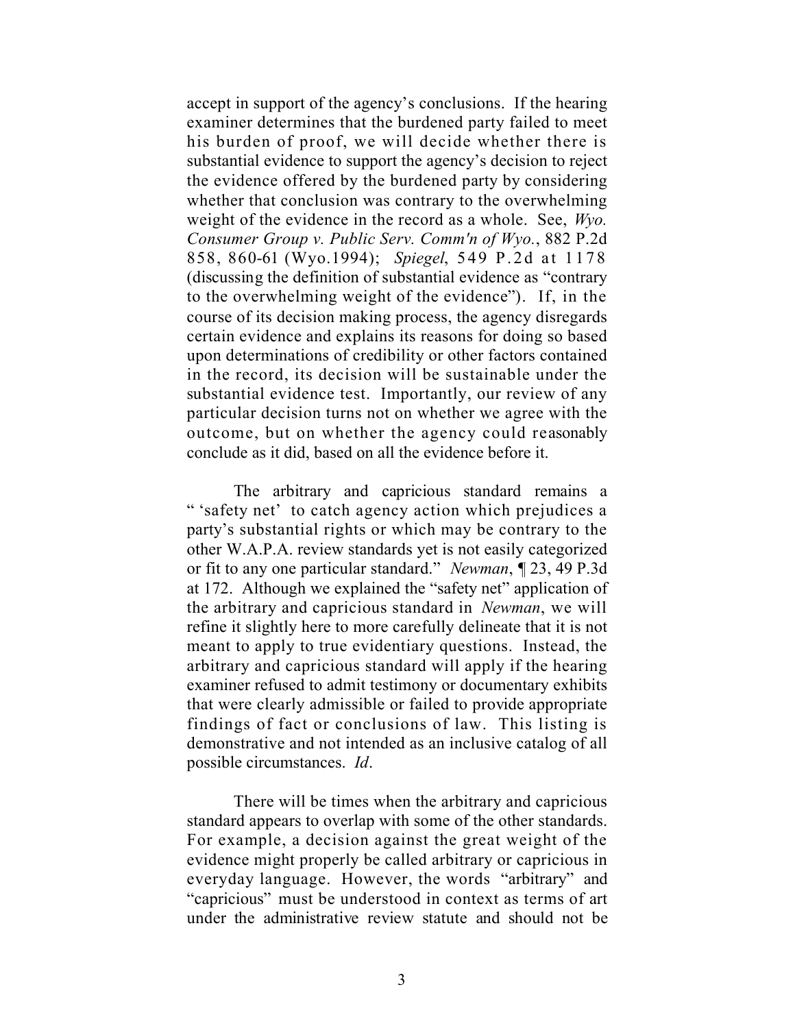accept in support of the agency's conclusions. If the hearing examiner determines that the burdened party failed to meet his burden of proof, we will decide whether there is substantial evidence to support the agency's decision to reject the evidence offered by the burdened party by considering whether that conclusion was contrary to the overwhelming weight of the evidence in the record as a whole. See, *Wyo. Consumer Group v. Public Serv. Comm'n of Wyo.*, 882 P.2d 858, 860-61 (Wyo.1994); *Spiegel*, 549 P.2d at 1178 (discussing the definition of substantial evidence as "contrary to the overwhelming weight of the evidence"). If, in the course of its decision making process, the agency disregards certain evidence and explains its reasons for doing so based upon determinations of credibility or other factors contained in the record, its decision will be sustainable under the substantial evidence test. Importantly, our review of any particular decision turns not on whether we agree with the outcome, but on whether the agency could reasonably conclude as it did, based on all the evidence before it.

The arbitrary and capricious standard remains a " 'safety net' to catch agency action which prejudices a party's substantial rights or which may be contrary to the other W.A.P.A. review standards yet is not easily categorized or fit to any one particular standard." *Newman*, ¶ 23, 49 P.3d at 172. Although we explained the "safety net" application of the arbitrary and capricious standard in *Newman*, we will refine it slightly here to more carefully delineate that it is not meant to apply to true evidentiary questions. Instead, the arbitrary and capricious standard will apply if the hearing examiner refused to admit testimony or documentary exhibits that were clearly admissible or failed to provide appropriate findings of fact or conclusions of law. This listing is demonstrative and not intended as an inclusive catalog of all possible circumstances. *Id*.

There will be times when the arbitrary and capricious standard appears to overlap with some of the other standards. For example, a decision against the great weight of the evidence might properly be called arbitrary or capricious in everyday language. However, the words "arbitrary" and "capricious" must be understood in context as terms of art under the administrative review statute and should not be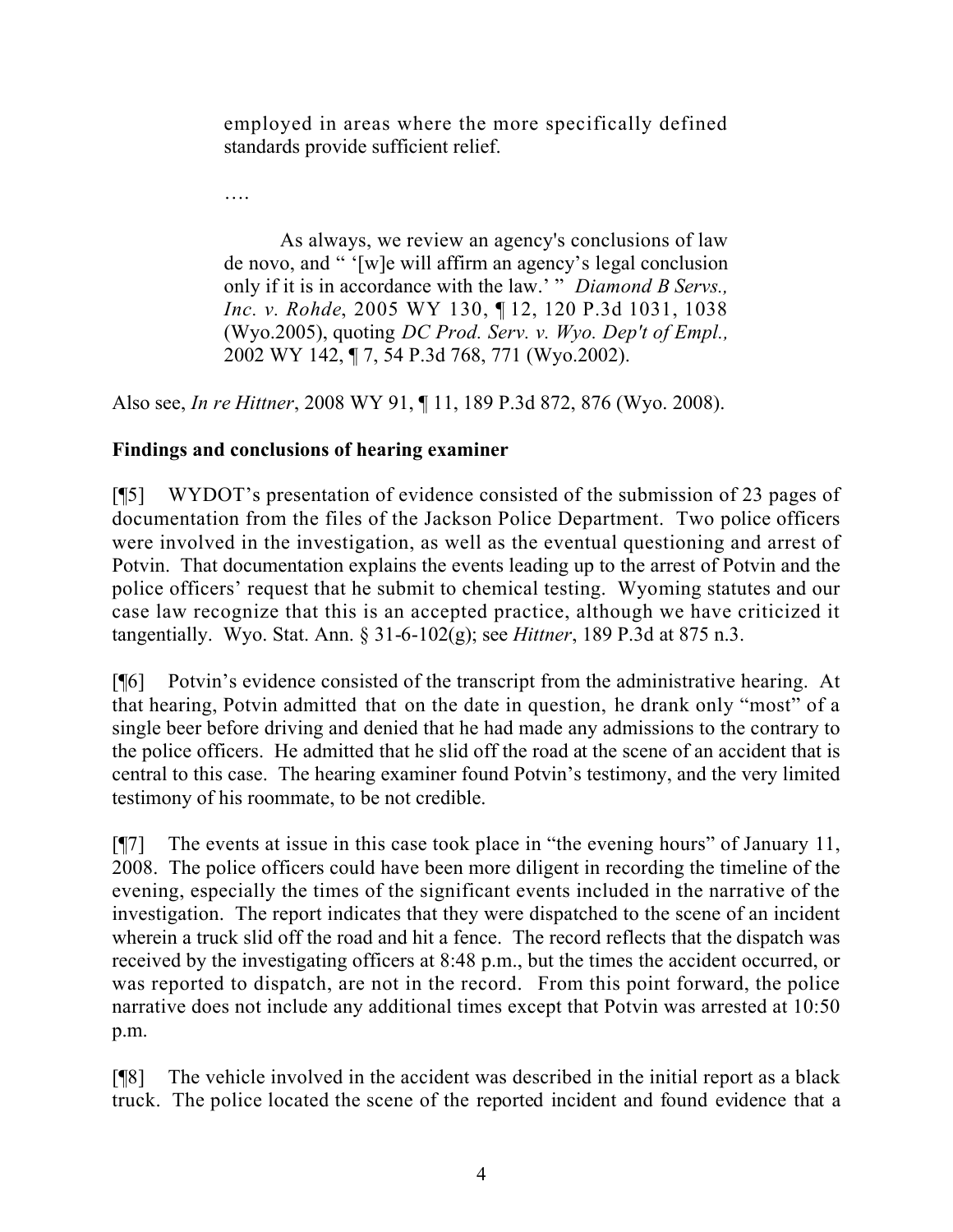> employed in areas where the more specifically defined standards provide sufficient relief.
>
> ….
>
> As always, we review an agency's conclusions of law de novo, and " '[w]e will affirm an agency's legal conclusion only if it is in accordance with the law.' " *Diamond B Servs., Inc. v. Rohde*, 2005 WY 130, ¶ 12, 120 P.3d 1031, 1038 (Wyo.2005), quoting *DC Prod. Serv. v. Wyo. Dep't of Empl.,* 2002 WY 142, ¶ 7, 54 P.3d 768, 771 (Wyo.2002).

Also see, *In re Hittner*, 2008 WY 91, ¶ 11, 189 P.3d 872, 876 (Wyo. 2008).

**Findings and conclusions of hearing examiner**

[¶5] WYDOT's presentation of evidence consisted of the submission of 23 pages of documentation from the files of the Jackson Police Department. Two police officers were involved in the investigation, as well as the eventual questioning and arrest of Potvin. That documentation explains the events leading up to the arrest of Potvin and the police officers' request that he submit to chemical testing. Wyoming statutes and our case law recognize that this is an accepted practice, although we have criticized it tangentially. Wyo. Stat. Ann. § 31-6-102(g); see *Hittner*, 189 P.3d at 875 n.3.

[¶6] Potvin's evidence consisted of the transcript from the administrative hearing. At that hearing, Potvin admitted that on the date in question, he drank only "most" of a single beer before driving and denied that he had made any admissions to the contrary to the police officers. He admitted that he slid off the road at the scene of an accident that is central to this case. The hearing examiner found Potvin's testimony, and the very limited testimony of his roommate, to be not credible.

[¶7] The events at issue in this case took place in "the evening hours" of January 11, 2008. The police officers could have been more diligent in recording the timeline of the evening, especially the times of the significant events included in the narrative of the investigation. The report indicates that they were dispatched to the scene of an incident wherein a truck slid off the road and hit a fence. The record reflects that the dispatch was received by the investigating officers at 8:48 p.m., but the times the accident occurred, or was reported to dispatch, are not in the record. From this point forward, the police narrative does not include any additional times except that Potvin was arrested at 10:50 p.m.

[¶8] The vehicle involved in the accident was described in the initial report as a black truck. The police located the scene of the reported incident and found evidence that a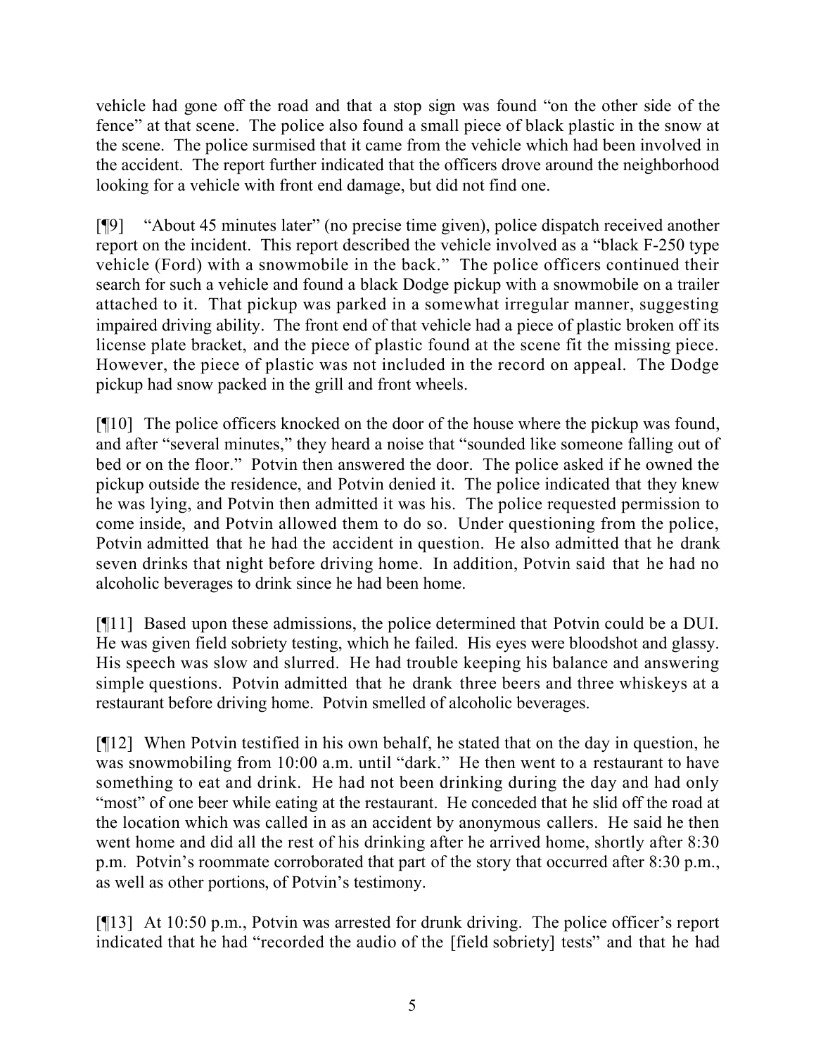vehicle had gone off the road and that a stop sign was found "on the other side of the fence" at that scene. The police also found a small piece of black plastic in the snow at the scene. The police surmised that it came from the vehicle which had been involved in the accident. The report further indicated that the officers drove around the neighborhood looking for a vehicle with front end damage, but did not find one.

[¶9] "About 45 minutes later" (no precise time given), police dispatch received another report on the incident. This report described the vehicle involved as a "black F-250 type vehicle (Ford) with a snowmobile in the back." The police officers continued their search for such a vehicle and found a black Dodge pickup with a snowmobile on a trailer attached to it. That pickup was parked in a somewhat irregular manner, suggesting impaired driving ability. The front end of that vehicle had a piece of plastic broken off its license plate bracket, and the piece of plastic found at the scene fit the missing piece. However, the piece of plastic was not included in the record on appeal. The Dodge pickup had snow packed in the grill and front wheels.

[¶10] The police officers knocked on the door of the house where the pickup was found, and after "several minutes," they heard a noise that "sounded like someone falling out of bed or on the floor." Potvin then answered the door. The police asked if he owned the pickup outside the residence, and Potvin denied it. The police indicated that they knew he was lying, and Potvin then admitted it was his. The police requested permission to come inside, and Potvin allowed them to do so. Under questioning from the police, Potvin admitted that he had the accident in question. He also admitted that he drank seven drinks that night before driving home. In addition, Potvin said that he had no alcoholic beverages to drink since he had been home.

[¶11] Based upon these admissions, the police determined that Potvin could be a DUI. He was given field sobriety testing, which he failed. His eyes were bloodshot and glassy. His speech was slow and slurred. He had trouble keeping his balance and answering simple questions. Potvin admitted that he drank three beers and three whiskeys at a restaurant before driving home. Potvin smelled of alcoholic beverages.

[¶12] When Potvin testified in his own behalf, he stated that on the day in question, he was snowmobiling from 10:00 a.m. until "dark." He then went to a restaurant to have something to eat and drink. He had not been drinking during the day and had only "most" of one beer while eating at the restaurant. He conceded that he slid off the road at the location which was called in as an accident by anonymous callers. He said he then went home and did all the rest of his drinking after he arrived home, shortly after 8:30 p.m. Potvin's roommate corroborated that part of the story that occurred after 8:30 p.m., as well as other portions, of Potvin's testimony.

[¶13] At 10:50 p.m., Potvin was arrested for drunk driving. The police officer's report indicated that he had "recorded the audio of the [field sobriety] tests" and that he had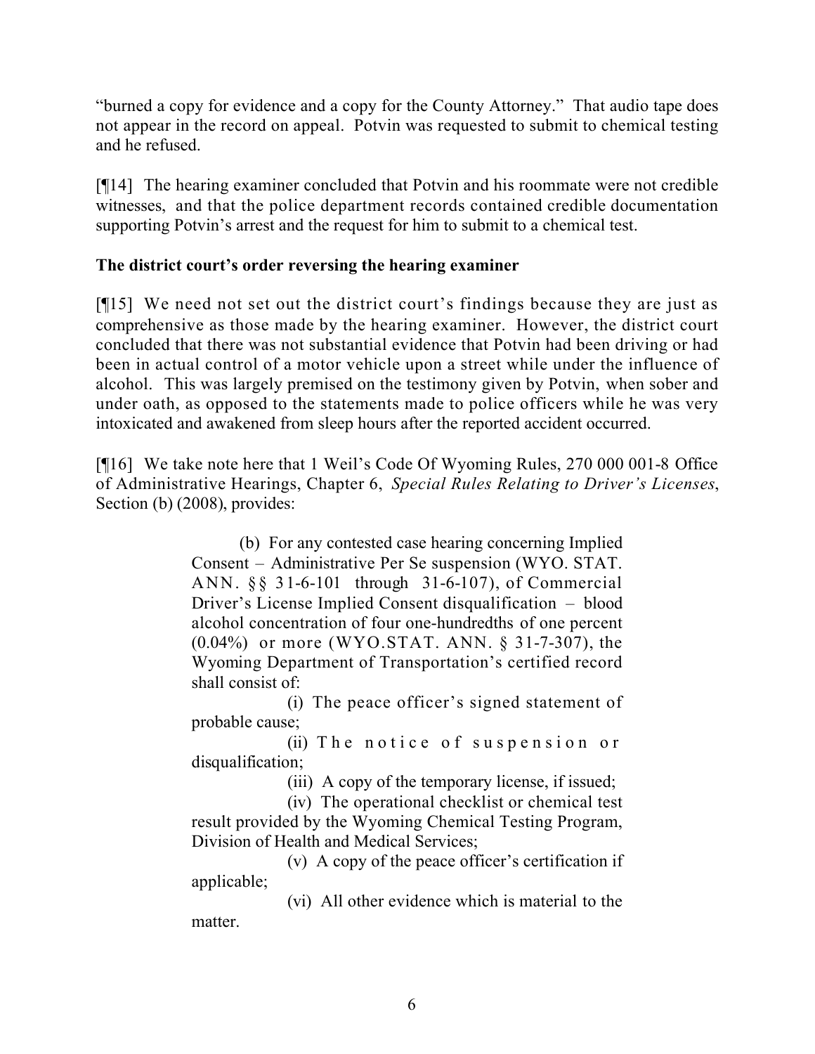"burned a copy for evidence and a copy for the County Attorney." That audio tape does not appear in the record on appeal. Potvin was requested to submit to chemical testing and he refused.

[¶14] The hearing examiner concluded that Potvin and his roommate were not credible witnesses, and that the police department records contained credible documentation supporting Potvin's arrest and the request for him to submit to a chemical test.

**The district court's order reversing the hearing examiner**

[¶15] We need not set out the district court's findings because they are just as comprehensive as those made by the hearing examiner. However, the district court concluded that there was not substantial evidence that Potvin had been driving or had been in actual control of a motor vehicle upon a street while under the influence of alcohol. This was largely premised on the testimony given by Potvin, when sober and under oath, as opposed to the statements made to police officers while he was very intoxicated and awakened from sleep hours after the reported accident occurred.

[¶16] We take note here that 1 Weil's Code Of Wyoming Rules, 270 000 001-8 Office of Administrative Hearings, Chapter 6, *Special Rules Relating to Driver's Licenses*, Section (b) (2008), provides:

> (b) For any contested case hearing concerning Implied Consent – Administrative Per Se suspension (WYO. STAT. ANN. §§ 31-6-101 through 31-6-107), of Commercial Driver's License Implied Consent disqualification – blood alcohol concentration of four one-hundredths of one percent (0.04%) or more (WYO.STAT. ANN. § 31-7-307), the Wyoming Department of Transportation's certified record shall consist of:
>
> (i) The peace officer's signed statement of probable cause;
>
> (ii) The notice of suspension or disqualification;
>
> (iii) A copy of the temporary license, if issued;
>
> (iv) The operational checklist or chemical test result provided by the Wyoming Chemical Testing Program, Division of Health and Medical Services;
>
> (v) A copy of the peace officer's certification if applicable;
>
> (vi) All other evidence which is material to the matter.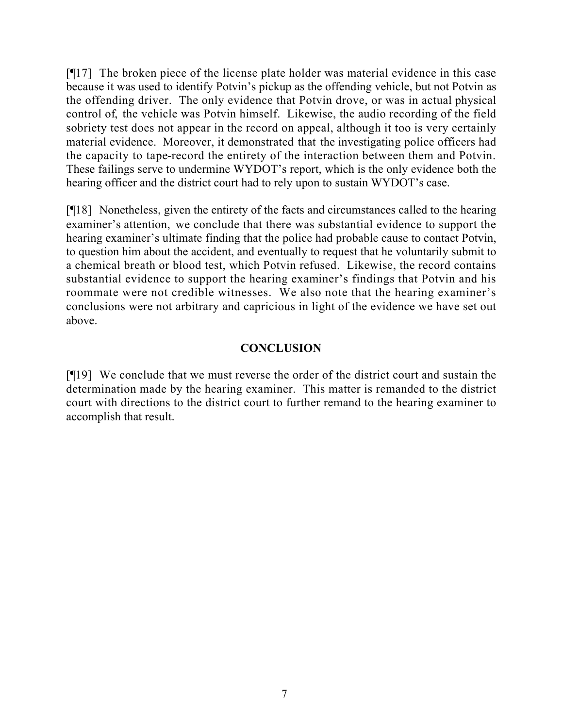[¶17] The broken piece of the license plate holder was material evidence in this case because it was used to identify Potvin's pickup as the offending vehicle, but not Potvin as the offending driver. The only evidence that Potvin drove, or was in actual physical control of, the vehicle was Potvin himself. Likewise, the audio recording of the field sobriety test does not appear in the record on appeal, although it too is very certainly material evidence. Moreover, it demonstrated that the investigating police officers had the capacity to tape-record the entirety of the interaction between them and Potvin. These failings serve to undermine WYDOT's report, which is the only evidence both the hearing officer and the district court had to rely upon to sustain WYDOT's case.

[¶18] Nonetheless, given the entirety of the facts and circumstances called to the hearing examiner's attention, we conclude that there was substantial evidence to support the hearing examiner's ultimate finding that the police had probable cause to contact Potvin, to question him about the accident, and eventually to request that he voluntarily submit to a chemical breath or blood test, which Potvin refused. Likewise, the record contains substantial evidence to support the hearing examiner's findings that Potvin and his roommate were not credible witnesses. We also note that the hearing examiner's conclusions were not arbitrary and capricious in light of the evidence we have set out above.

## CONCLUSION

[¶19] We conclude that we must reverse the order of the district court and sustain the determination made by the hearing examiner. This matter is remanded to the district court with directions to the district court to further remand to the hearing examiner to accomplish that result.